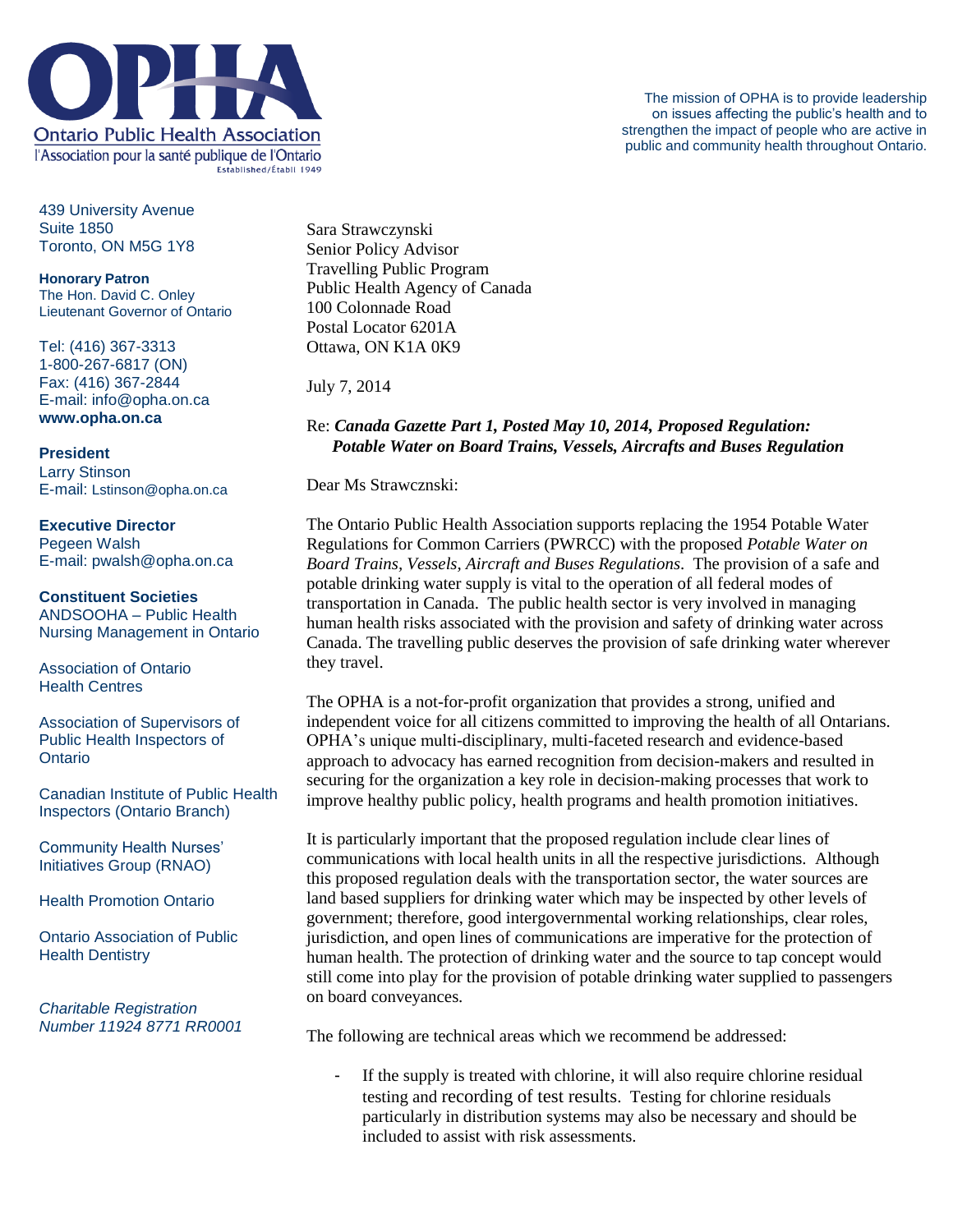**Ontario Public Health Association**
l'Association pour la santé publique de l'Ontario
Established/Établi 1949

The mission of OPHA is to provide leadership on issues affecting the public's health and to strengthen the impact of people who are active in public and community health throughout Ontario.

439 University Avenue
Suite 1850
Toronto, ON M5G 1Y8

**Honorary Patron**
The Hon. David C. Onley
Lieutenant Governor of Ontario

Tel: (416) 367-3313
1-800-267-6817 (ON)
Fax: (416) 367-2844
E-mail: info@opha.on.ca
**www.opha.on.ca**

**President**
Larry Stinson
E-mail: Lstinson@opha.on.ca

**Executive Director**
Pegeen Walsh
E-mail: pwalsh@opha.on.ca

**Constituent Societies**
ANDSOOHA – Public Health Nursing Management in Ontario

Association of Ontario Health Centres

Association of Supervisors of Public Health Inspectors of Ontario

Canadian Institute of Public Health Inspectors (Ontario Branch)

Community Health Nurses' Initiatives Group (RNAO)

Health Promotion Ontario

Ontario Association of Public Health Dentistry

*Charitable Registration Number 11924 8771 RR0001*

Sara Strawczynski
Senior Policy Advisor
Travelling Public Program
Public Health Agency of Canada
100 Colonnade Road
Postal Locator 6201A
Ottawa, ON K1A 0K9

July 7, 2014

Re: ***Canada Gazette Part 1, Posted May 10, 2014, Proposed Regulation: Potable Water on Board Trains, Vessels, Aircrafts and Buses Regulation***

Dear Ms Strawcznski:

The Ontario Public Health Association supports replacing the 1954 Potable Water Regulations for Common Carriers (PWRCC) with the proposed *Potable Water on Board Trains, Vessels, Aircraft and Buses Regulations*. The provision of a safe and potable drinking water supply is vital to the operation of all federal modes of transportation in Canada. The public health sector is very involved in managing human health risks associated with the provision and safety of drinking water across Canada. The travelling public deserves the provision of safe drinking water wherever they travel.

The OPHA is a not-for-profit organization that provides a strong, unified and independent voice for all citizens committed to improving the health of all Ontarians. OPHA's unique multi-disciplinary, multi-faceted research and evidence-based approach to advocacy has earned recognition from decision-makers and resulted in securing for the organization a key role in decision-making processes that work to improve healthy public policy, health programs and health promotion initiatives.

It is particularly important that the proposed regulation include clear lines of communications with local health units in all the respective jurisdictions. Although this proposed regulation deals with the transportation sector, the water sources are land based suppliers for drinking water which may be inspected by other levels of government; therefore, good intergovernmental working relationships, clear roles, jurisdiction, and open lines of communications are imperative for the protection of human health. The protection of drinking water and the source to tap concept would still come into play for the provision of potable drinking water supplied to passengers on board conveyances.

The following are technical areas which we recommend be addressed:

- If the supply is treated with chlorine, it will also require chlorine residual testing and recording of test results. Testing for chlorine residuals particularly in distribution systems may also be necessary and should be included to assist with risk assessments.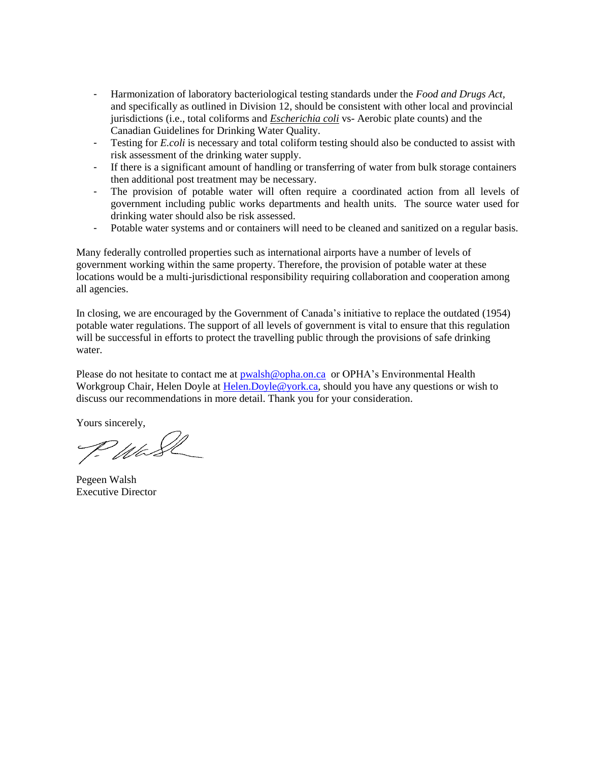- Harmonization of laboratory bacteriological testing standards under the *Food and Drugs Act*, and specifically as outlined in Division 12, should be consistent with other local and provincial jurisdictions (i.e., total coliforms and ***Escherichia coli*** vs- Aerobic plate counts) and the Canadian Guidelines for Drinking Water Quality.
- Testing for *E.coli* is necessary and total coliform testing should also be conducted to assist with risk assessment of the drinking water supply.
- If there is a significant amount of handling or transferring of water from bulk storage containers then additional post treatment may be necessary.
- The provision of potable water will often require a coordinated action from all levels of government including public works departments and health units. The source water used for drinking water should also be risk assessed.
- Potable water systems and or containers will need to be cleaned and sanitized on a regular basis.

Many federally controlled properties such as international airports have a number of levels of government working within the same property. Therefore, the provision of potable water at these locations would be a multi-jurisdictional responsibility requiring collaboration and cooperation among all agencies.

In closing, we are encouraged by the Government of Canada's initiative to replace the outdated (1954) potable water regulations. The support of all levels of government is vital to ensure that this regulation will be successful in efforts to protect the travelling public through the provisions of safe drinking water.

Please do not hesitate to contact me at pwalsh@opha.on.ca or OPHA's Environmental Health Workgroup Chair, Helen Doyle at Helen.Doyle@york.ca, should you have any questions or wish to discuss our recommendations in more detail. Thank you for your consideration.

Yours sincerely,

Pegeen Walsh
Executive Director